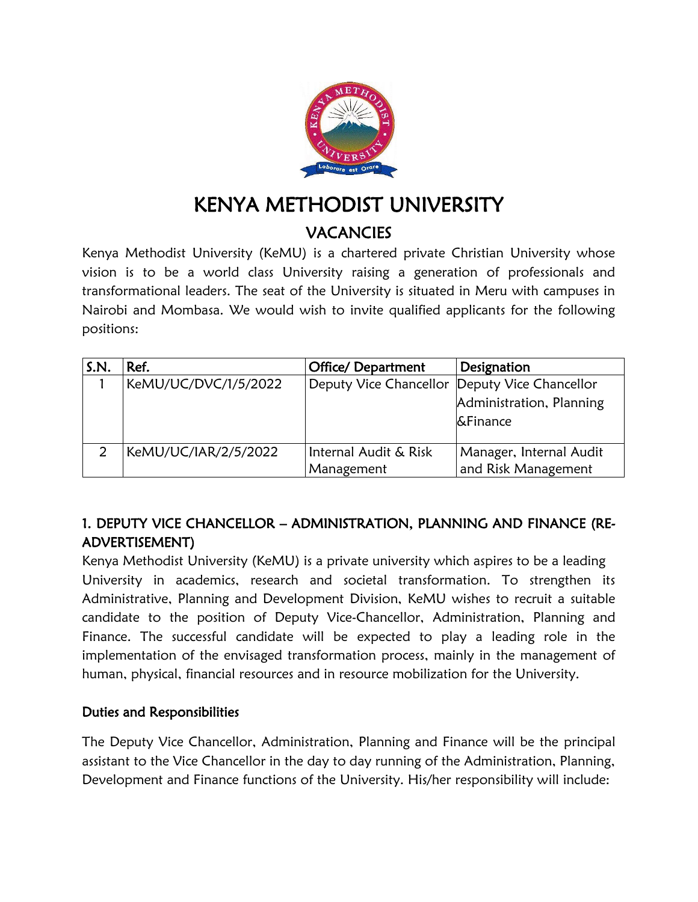# KENYA METHODIST UNIVERSITY

## VACANCIES

Kenya Methodist University (KeMU) is a chartered private Christian University whose vision is to be a world class University raising a generation of professionals and transformational leaders. The seat of the University is situated in Meru with campuses in Nairobi and Mombasa. We would wish to invite qualified applicants for the following positions:

| S.N. | Ref. | Office/ Department | Designation |
|---|---|---|---|
| 1 | KeMU/UC/DVC/1/5/2022 | Deputy Vice Chancellor | Deputy Vice Chancellor Administration, Planning &Finance |
| 2 | KeMU/UC/IAR/2/5/2022 | Internal Audit & Risk Management | Manager, Internal Audit and Risk Management |

### 1. DEPUTY VICE CHANCELLOR – ADMINISTRATION, PLANNING AND FINANCE (RE-ADVERTISEMENT)

Kenya Methodist University (KeMU) is a private university which aspires to be a leading University in academics, research and societal transformation. To strengthen its Administrative, Planning and Development Division, KeMU wishes to recruit a suitable candidate to the position of Deputy Vice-Chancellor, Administration, Planning and Finance. The successful candidate will be expected to play a leading role in the implementation of the envisaged transformation process, mainly in the management of human, physical, financial resources and in resource mobilization for the University.

#### Duties and Responsibilities

The Deputy Vice Chancellor, Administration, Planning and Finance will be the principal assistant to the Vice Chancellor in the day to day running of the Administration, Planning, Development and Finance functions of the University. His/her responsibility will include: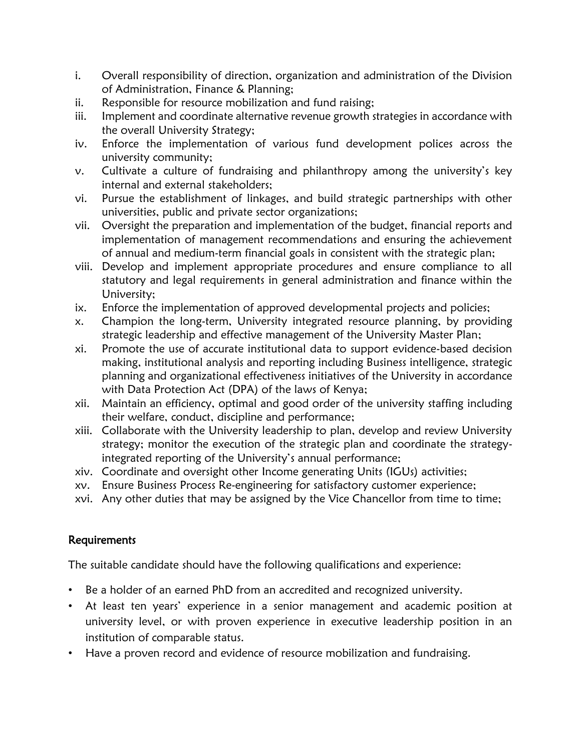i. Overall responsibility of direction, organization and administration of the Division of Administration, Finance & Planning;
ii. Responsible for resource mobilization and fund raising;
iii. Implement and coordinate alternative revenue growth strategies in accordance with the overall University Strategy;
iv. Enforce the implementation of various fund development polices across the university community;
v. Cultivate a culture of fundraising and philanthropy among the university's key internal and external stakeholders;
vi. Pursue the establishment of linkages, and build strategic partnerships with other universities, public and private sector organizations;
vii. Oversight the preparation and implementation of the budget, financial reports and implementation of management recommendations and ensuring the achievement of annual and medium-term financial goals in consistent with the strategic plan;
viii. Develop and implement appropriate procedures and ensure compliance to all statutory and legal requirements in general administration and finance within the University;
ix. Enforce the implementation of approved developmental projects and policies;
x. Champion the long-term, University integrated resource planning, by providing strategic leadership and effective management of the University Master Plan;
xi. Promote the use of accurate institutional data to support evidence-based decision making, institutional analysis and reporting including Business intelligence, strategic planning and organizational effectiveness initiatives of the University in accordance with Data Protection Act (DPA) of the laws of Kenya;
xii. Maintain an efficiency, optimal and good order of the university staffing including their welfare, conduct, discipline and performance;
xiii. Collaborate with the University leadership to plan, develop and review University strategy; monitor the execution of the strategic plan and coordinate the strategy-integrated reporting of the University's annual performance;
xiv. Coordinate and oversight other Income generating Units (IGUs) activities;
xv. Ensure Business Process Re-engineering for satisfactory customer experience;
xvi. Any other duties that may be assigned by the Vice Chancellor from time to time;

## Requirements

The suitable candidate should have the following qualifications and experience:

- Be a holder of an earned PhD from an accredited and recognized university.
- At least ten years' experience in a senior management and academic position at university level, or with proven experience in executive leadership position in an institution of comparable status.
- Have a proven record and evidence of resource mobilization and fundraising.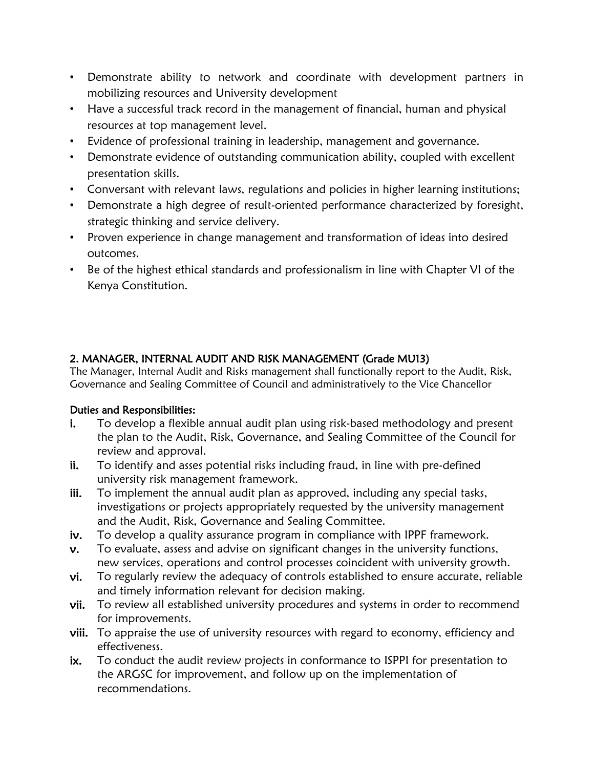- Demonstrate ability to network and coordinate with development partners in mobilizing resources and University development
- Have a successful track record in the management of financial, human and physical resources at top management level.
- Evidence of professional training in leadership, management and governance.
- Demonstrate evidence of outstanding communication ability, coupled with excellent presentation skills.
- Conversant with relevant laws, regulations and policies in higher learning institutions;
- Demonstrate a high degree of result-oriented performance characterized by foresight, strategic thinking and service delivery.
- Proven experience in change management and transformation of ideas into desired outcomes.
- Be of the highest ethical standards and professionalism in line with Chapter VI of the Kenya Constitution.

## 2. MANAGER, INTERNAL AUDIT AND RISK MANAGEMENT (Grade MU13)

The Manager, Internal Audit and Risks management shall functionally report to the Audit, Risk, Governance and Sealing Committee of Council and administratively to the Vice Chancellor

**Duties and Responsibilities:**

- **i.** To develop a flexible annual audit plan using risk-based methodology and present the plan to the Audit, Risk, Governance, and Sealing Committee of the Council for review and approval.
- **ii.** To identify and asses potential risks including fraud, in line with pre-defined university risk management framework.
- **iii.** To implement the annual audit plan as approved, including any special tasks, investigations or projects appropriately requested by the university management and the Audit, Risk, Governance and Sealing Committee.
- **iv.** To develop a quality assurance program in compliance with IPPF framework.
- **v.** To evaluate, assess and advise on significant changes in the university functions, new services, operations and control processes coincident with university growth.
- **vi.** To regularly review the adequacy of controls established to ensure accurate, reliable and timely information relevant for decision making.
- **vii.** To review all established university procedures and systems in order to recommend for improvements.
- **viii.** To appraise the use of university resources with regard to economy, efficiency and effectiveness.
- **ix.** To conduct the audit review projects in conformance to ISPPI for presentation to the ARGSC for improvement, and follow up on the implementation of recommendations.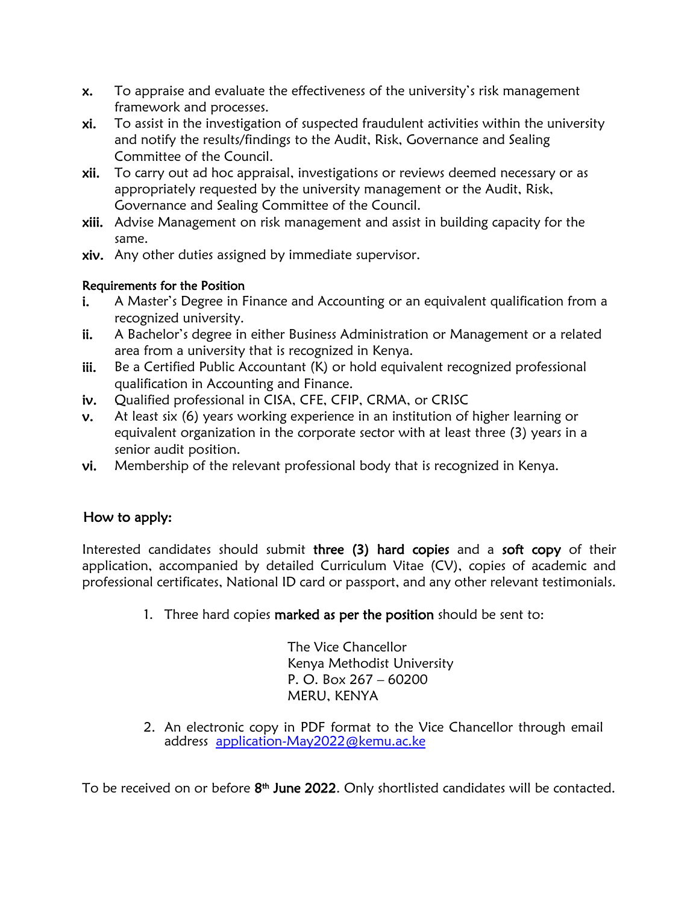x. To appraise and evaluate the effectiveness of the university's risk management framework and processes.
xi. To assist in the investigation of suspected fraudulent activities within the university and notify the results/findings to the Audit, Risk, Governance and Sealing Committee of the Council.
xii. To carry out ad hoc appraisal, investigations or reviews deemed necessary or as appropriately requested by the university management or the Audit, Risk, Governance and Sealing Committee of the Council.
xiii. Advise Management on risk management and assist in building capacity for the same.
xiv. Any other duties assigned by immediate supervisor.

**Requirements for the Position**

i. A Master's Degree in Finance and Accounting or an equivalent qualification from a recognized university.
ii. A Bachelor's degree in either Business Administration or Management or a related area from a university that is recognized in Kenya.
iii. Be a Certified Public Accountant (K) or hold equivalent recognized professional qualification in Accounting and Finance.
iv. Qualified professional in CISA, CFE, CFIP, CRMA, or CRISC
v. At least six (6) years working experience in an institution of higher learning or equivalent organization in the corporate sector with at least three (3) years in a senior audit position.
vi. Membership of the relevant professional body that is recognized in Kenya.

## How to apply:

Interested candidates should submit **three (3) hard copies** and a **soft copy** of their application, accompanied by detailed Curriculum Vitae (CV), copies of academic and professional certificates, National ID card or passport, and any other relevant testimonials.

1. Three hard copies **marked as per the position** should be sent to:

   The Vice Chancellor
   Kenya Methodist University
   P. O. Box 267 – 60200
   MERU, KENYA

2. An electronic copy in PDF format to the Vice Chancellor through email address application-May2022@kemu.ac.ke

To be received on or before **8th June 2022**. Only shortlisted candidates will be contacted.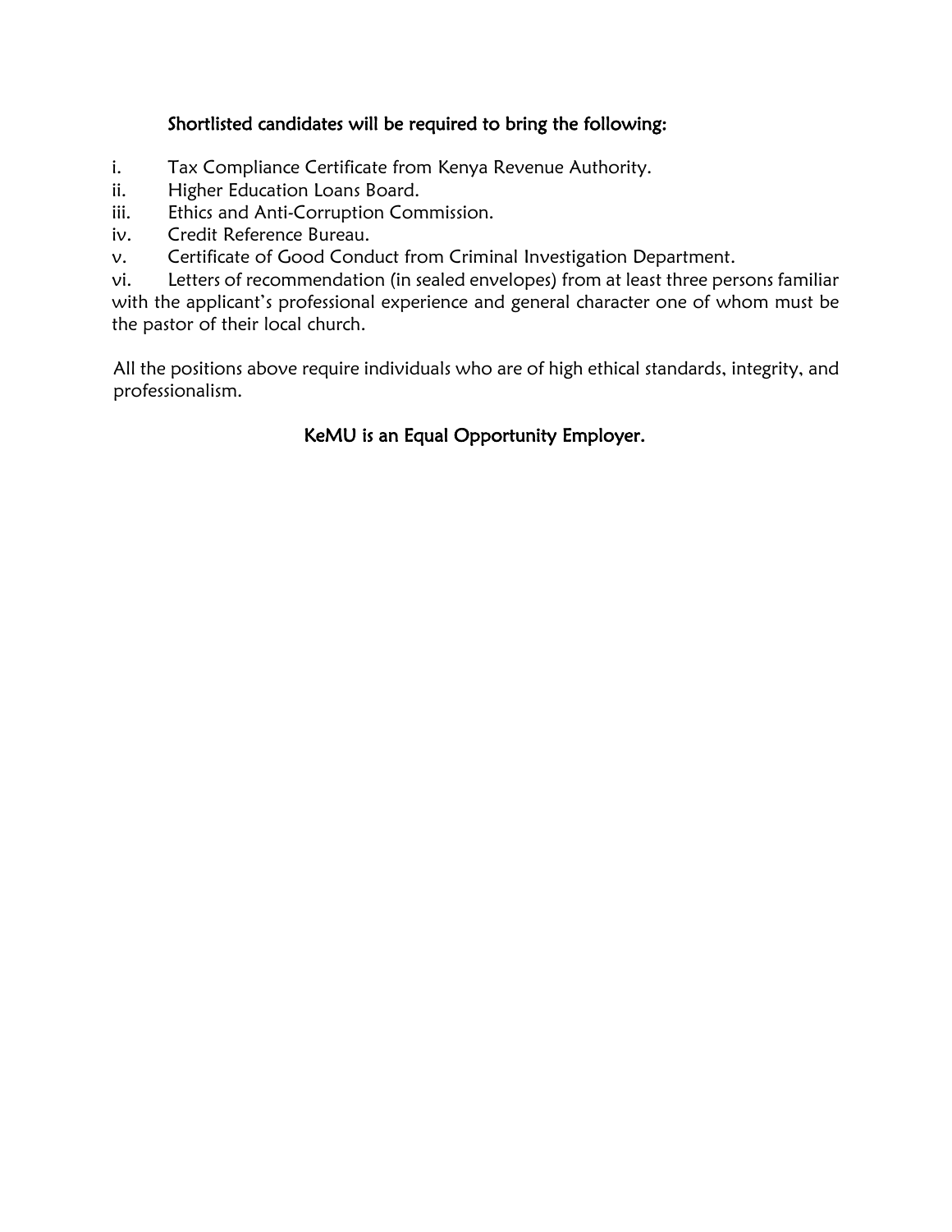**Shortlisted candidates will be required to bring the following:**

i. Tax Compliance Certificate from Kenya Revenue Authority.
ii. Higher Education Loans Board.
iii. Ethics and Anti-Corruption Commission.
iv. Credit Reference Bureau.
v. Certificate of Good Conduct from Criminal Investigation Department.
vi. Letters of recommendation (in sealed envelopes) from at least three persons familiar with the applicant's professional experience and general character one of whom must be the pastor of their local church.

All the positions above require individuals who are of high ethical standards, integrity, and professionalism.

**KeMU is an Equal Opportunity Employer.**